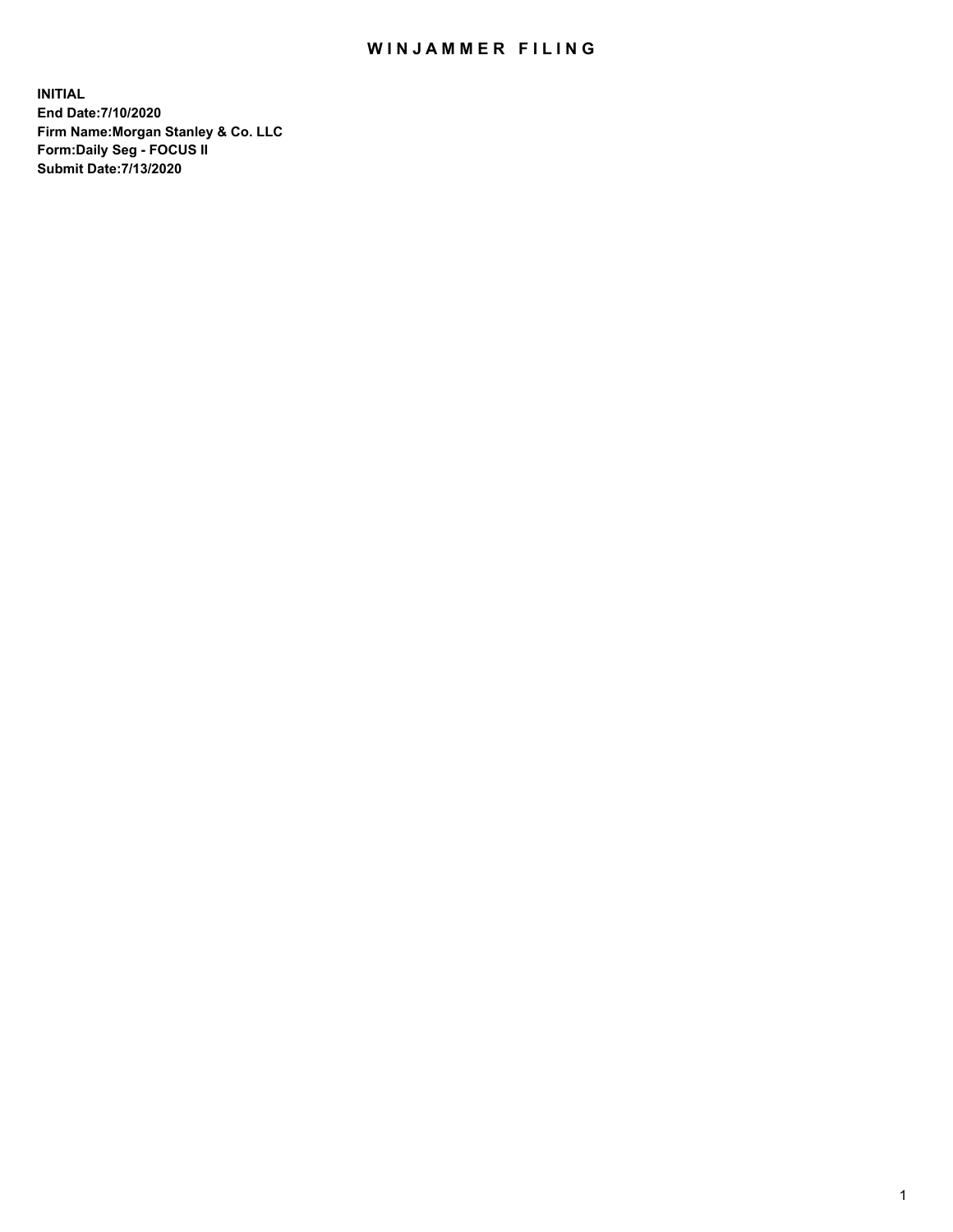# WINJAMMER FILING

**INITIAL**
**End Date:7/10/2020**
**Firm Name:Morgan Stanley & Co. LLC**
**Form:Daily Seg - FOCUS II**
**Submit Date:7/13/2020**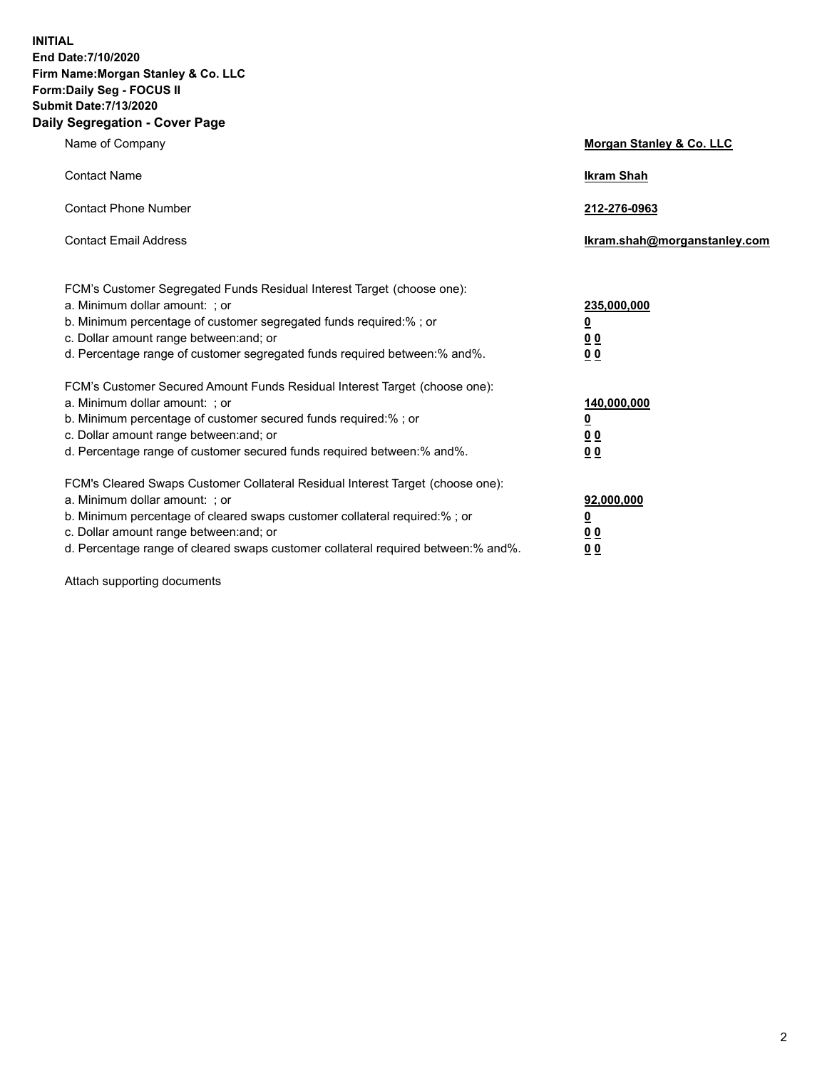**INITIAL**
**End Date:7/10/2020**
**Firm Name:Morgan Stanley & Co. LLC**
**Form:Daily Seg - FOCUS II**
**Submit Date:7/13/2020**
**Daily Segregation - Cover Page**

| | |
|---|---|
| Name of Company | **Morgan Stanley & Co. LLC** |
| Contact Name | **Ikram Shah** |
| Contact Phone Number | **212-276-0963** |
| Contact Email Address | **Ikram.shah@morganstanley.com** |

FCM's Customer Segregated Funds Residual Interest Target (choose one):

| | |
|---|---|
| a. Minimum dollar amount: ; or | **235,000,000** |
| b. Minimum percentage of customer segregated funds required:% ; or | **0** |
| c. Dollar amount range between:and; or | **0 0** |
| d. Percentage range of customer segregated funds required between:% and%. | **0 0** |

FCM's Customer Secured Amount Funds Residual Interest Target (choose one):

| | |
|---|---|
| a. Minimum dollar amount: ; or | **140,000,000** |
| b. Minimum percentage of customer secured funds required:% ; or | **0** |
| c. Dollar amount range between:and; or | **0 0** |
| d. Percentage range of customer secured funds required between:% and%. | **0 0** |

FCM's Cleared Swaps Customer Collateral Residual Interest Target (choose one):

| | |
|---|---|
| a. Minimum dollar amount: ; or | **92,000,000** |
| b. Minimum percentage of cleared swaps customer collateral required:% ; or | **0** |
| c. Dollar amount range between:and; or | **0 0** |
| d. Percentage range of cleared swaps customer collateral required between:% and%. | **0 0** |

Attach supporting documents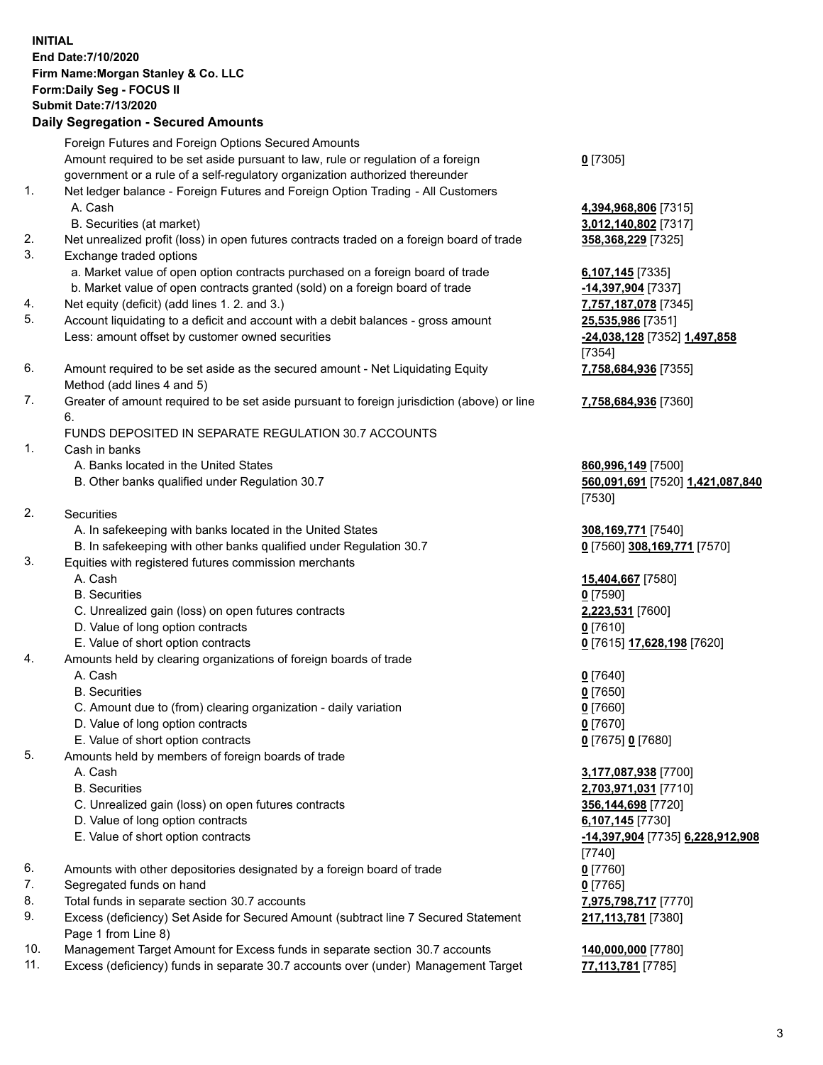**INITIAL**
**End Date:7/10/2020**
**Firm Name:Morgan Stanley & Co. LLC**
**Form:Daily Seg - FOCUS II**
**Submit Date:7/13/2020**

## Daily Segregation - Secured Amounts

| | | |
|---|---|---|
| | Foreign Futures and Foreign Options Secured Amounts | |
| | Amount required to be set aside pursuant to law, rule or regulation of a foreign government or a rule of a self-regulatory organization authorized thereunder | **0** [7305] |
| 1. | Net ledger balance - Foreign Futures and Foreign Option Trading - All Customers | |
| | A. Cash | **4,394,968,806** [7315] |
| | B. Securities (at market) | **3,012,140,802** [7317] |
| 2. | Net unrealized profit (loss) in open futures contracts traded on a foreign board of trade | **358,368,229** [7325] |
| 3. | Exchange traded options | |
| | a. Market value of open option contracts purchased on a foreign board of trade | **6,107,145** [7335] |
| | b. Market value of open contracts granted (sold) on a foreign board of trade | **-14,397,904** [7337] |
| 4. | Net equity (deficit) (add lines 1. 2. and 3.) | **7,757,187,078** [7345] |
| 5. | Account liquidating to a deficit and account with a debit balances - gross amount | **25,535,986** [7351] |
| | Less: amount offset by customer owned securities | **-24,038,128** [7352] **1,497,858** [7354] |
| 6. | Amount required to be set aside as the secured amount - Net Liquidating Equity Method (add lines 4 and 5) | **7,758,684,936** [7355] |
| 7. | Greater of amount required to be set aside pursuant to foreign jurisdiction (above) or line 6. | **7,758,684,936** [7360] |
| | FUNDS DEPOSITED IN SEPARATE REGULATION 30.7 ACCOUNTS | |
| 1. | Cash in banks | |
| | A. Banks located in the United States | **860,996,149** [7500] |
| | B. Other banks qualified under Regulation 30.7 | **560,091,691** [7520] **1,421,087,840** [7530] |
| 2. | Securities | |
| | A. In safekeeping with banks located in the United States | **308,169,771** [7540] |
| | B. In safekeeping with other banks qualified under Regulation 30.7 | **0** [7560] **308,169,771** [7570] |
| 3. | Equities with registered futures commission merchants | |
| | A. Cash | **15,404,667** [7580] |
| | B. Securities | **0** [7590] |
| | C. Unrealized gain (loss) on open futures contracts | **2,223,531** [7600] |
| | D. Value of long option contracts | **0** [7610] |
| | E. Value of short option contracts | **0** [7615] **17,628,198** [7620] |
| 4. | Amounts held by clearing organizations of foreign boards of trade | |
| | A. Cash | **0** [7640] |
| | B. Securities | **0** [7650] |
| | C. Amount due to (from) clearing organization - daily variation | **0** [7660] |
| | D. Value of long option contracts | **0** [7670] |
| | E. Value of short option contracts | **0** [7675] **0** [7680] |
| 5. | Amounts held by members of foreign boards of trade | |
| | A. Cash | **3,177,087,938** [7700] |
| | B. Securities | **2,703,971,031** [7710] |
| | C. Unrealized gain (loss) on open futures contracts | **356,144,698** [7720] |
| | D. Value of long option contracts | **6,107,145** [7730] |
| | E. Value of short option contracts | **-14,397,904** [7735] **6,228,912,908** [7740] |
| 6. | Amounts with other depositories designated by a foreign board of trade | **0** [7760] |
| 7. | Segregated funds on hand | **0** [7765] |
| 8. | Total funds in separate section 30.7 accounts | **7,975,798,717** [7770] |
| 9. | Excess (deficiency) Set Aside for Secured Amount (subtract line 7 Secured Statement Page 1 from Line 8) | **217,113,781** [7380] |
| 10. | Management Target Amount for Excess funds in separate section 30.7 accounts | **140,000,000** [7780] |
| 11. | Excess (deficiency) funds in separate 30.7 accounts over (under) Management Target | **77,113,781** [7785] |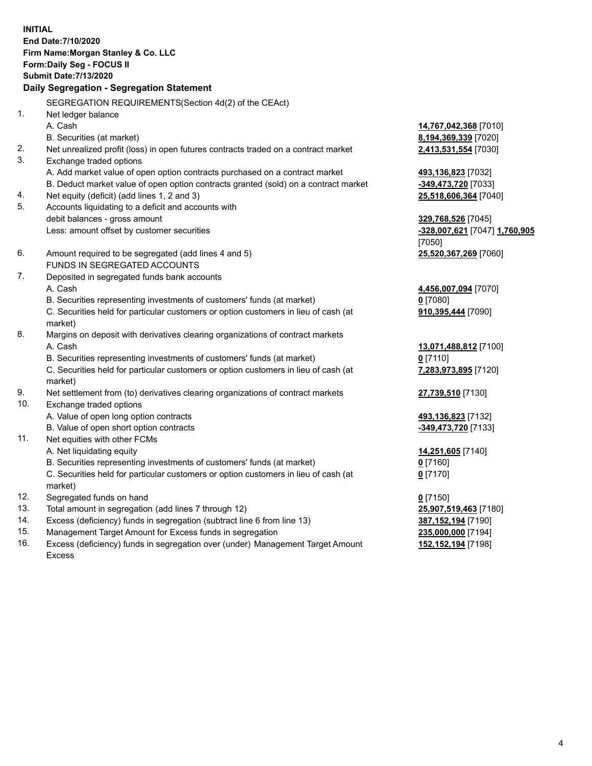**INITIAL**
**End Date:7/10/2020**
**Firm Name:Morgan Stanley & Co. LLC**
**Form:Daily Seg - FOCUS II**
**Submit Date:7/13/2020**

### Daily Segregation - Segregation Statement

SEGREGATION REQUIREMENTS(Section 4d(2) of the CEAct)

| | | |
|---|---|---|
| 1. | Net ledger balance | |
| | A. Cash | **14,767,042,368** [7010] |
| | B. Securities (at market) | **8,194,369,339** [7020] |
| 2. | Net unrealized profit (loss) in open futures contracts traded on a contract market | **2,413,531,554** [7030] |
| 3. | Exchange traded options | |
| | A. Add market value of open option contracts purchased on a contract market | **493,136,823** [7032] |
| | B. Deduct market value of open option contracts granted (sold) on a contract market | **-349,473,720** [7033] |
| 4. | Net equity (deficit) (add lines 1, 2 and 3) | **25,518,606,364** [7040] |
| 5. | Accounts liquidating to a deficit and accounts with debit balances - gross amount | **329,768,526** [7045] |
| | Less: amount offset by customer securities | **-328,007,621** [7047] **1,760,905** [7050] |
| 6. | Amount required to be segregated (add lines 4 and 5) | **25,520,367,269** [7060] |
| | FUNDS IN SEGREGATED ACCOUNTS | |
| 7. | Deposited in segregated funds bank accounts | |
| | A. Cash | **4,456,007,094** [7070] |
| | B. Securities representing investments of customers' funds (at market) | **0** [7080] |
| | C. Securities held for particular customers or option customers in lieu of cash (at market) | **910,395,444** [7090] |
| 8. | Margins on deposit with derivatives clearing organizations of contract markets | |
| | A. Cash | **13,071,488,812** [7100] |
| | B. Securities representing investments of customers' funds (at market) | **0** [7110] |
| | C. Securities held for particular customers or option customers in lieu of cash (at market) | **7,283,973,895** [7120] |
| 9. | Net settlement from (to) derivatives clearing organizations of contract markets | **27,739,510** [7130] |
| 10. | Exchange traded options | |
| | A. Value of open long option contracts | **493,136,823** [7132] |
| | B. Value of open short option contracts | **-349,473,720** [7133] |
| 11. | Net equities with other FCMs | |
| | A. Net liquidating equity | **14,251,605** [7140] |
| | B. Securities representing investments of customers' funds (at market) | **0** [7160] |
| | C. Securities held for particular customers or option customers in lieu of cash (at market) | **0** [7170] |
| 12. | Segregated funds on hand | **0** [7150] |
| 13. | Total amount in segregation (add lines 7 through 12) | **25,907,519,463** [7180] |
| 14. | Excess (deficiency) funds in segregation (subtract line 6 from line 13) | **387,152,194** [7190] |
| 15. | Management Target Amount for Excess funds in segregation | **235,000,000** [7194] |
| 16. | Excess (deficiency) funds in segregation over (under) Management Target Amount Excess | **152,152,194** [7198] |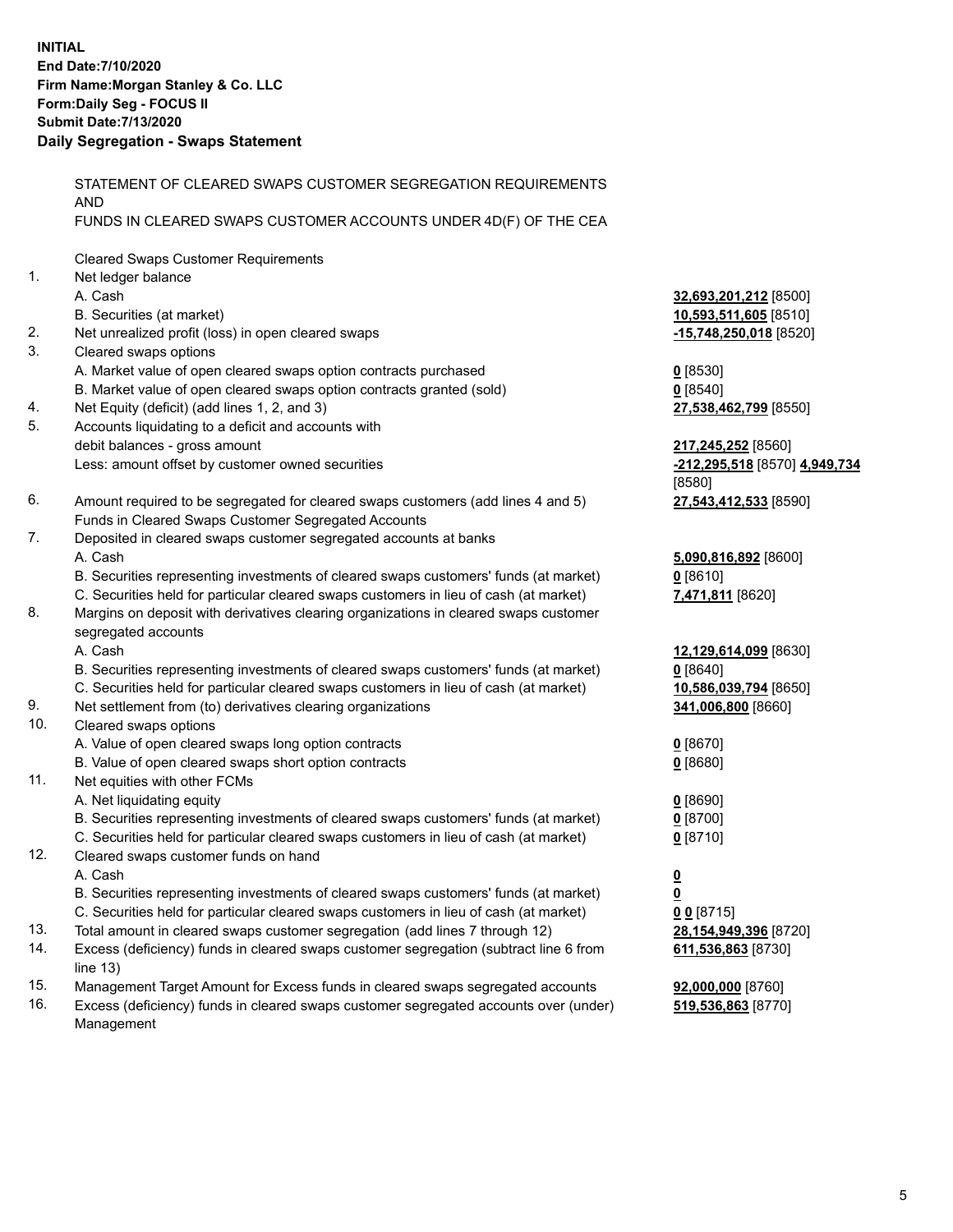**INITIAL**
**End Date:7/10/2020**
**Firm Name:Morgan Stanley & Co. LLC**
**Form:Daily Seg - FOCUS II**
**Submit Date:7/13/2020**
**Daily Segregation - Swaps Statement**

STATEMENT OF CLEARED SWAPS CUSTOMER SEGREGATION REQUIREMENTS AND FUNDS IN CLEARED SWAPS CUSTOMER ACCOUNTS UNDER 4D(F) OF THE CEA

| | | |
|---|---|---|
| | Cleared Swaps Customer Requirements | |
| 1. | Net ledger balance | |
| | A. Cash | **32,693,201,212** [8500] |
| | B. Securities (at market) | **10,593,511,605** [8510] |
| 2. | Net unrealized profit (loss) in open cleared swaps | **-15,748,250,018** [8520] |
| 3. | Cleared swaps options | |
| | A. Market value of open cleared swaps option contracts purchased | **0** [8530] |
| | B. Market value of open cleared swaps option contracts granted (sold) | **0** [8540] |
| 4. | Net Equity (deficit) (add lines 1, 2, and 3) | **27,538,462,799** [8550] |
| 5. | Accounts liquidating to a deficit and accounts with debit balances - gross amount | **217,245,252** [8560] |
| | Less: amount offset by customer owned securities | **-212,295,518** [8570] **4,949,734** [8580] |
| 6. | Amount required to be segregated for cleared swaps customers (add lines 4 and 5) | **27,543,412,533** [8590] |
| | Funds in Cleared Swaps Customer Segregated Accounts | |
| 7. | Deposited in cleared swaps customer segregated accounts at banks | |
| | A. Cash | **5,090,816,892** [8600] |
| | B. Securities representing investments of cleared swaps customers' funds (at market) | **0** [8610] |
| | C. Securities held for particular cleared swaps customers in lieu of cash (at market) | **7,471,811** [8620] |
| 8. | Margins on deposit with derivatives clearing organizations in cleared swaps customer segregated accounts | |
| | A. Cash | **12,129,614,099** [8630] |
| | B. Securities representing investments of cleared swaps customers' funds (at market) | **0** [8640] |
| | C. Securities held for particular cleared swaps customers in lieu of cash (at market) | **10,586,039,794** [8650] |
| 9. | Net settlement from (to) derivatives clearing organizations | **341,006,800** [8660] |
| 10. | Cleared swaps options | |
| | A. Value of open cleared swaps long option contracts | **0** [8670] |
| | B. Value of open cleared swaps short option contracts | **0** [8680] |
| 11. | Net equities with other FCMs | |
| | A. Net liquidating equity | **0** [8690] |
| | B. Securities representing investments of cleared swaps customers' funds (at market) | **0** [8700] |
| | C. Securities held for particular cleared swaps customers in lieu of cash (at market) | **0** [8710] |
| 12. | Cleared swaps customer funds on hand | |
| | A. Cash | **0** |
| | B. Securities representing investments of cleared swaps customers' funds (at market) | **0** |
| | C. Securities held for particular cleared swaps customers in lieu of cash (at market) | **0** **0** [8715] |
| 13. | Total amount in cleared swaps customer segregation (add lines 7 through 12) | **28,154,949,396** [8720] |
| 14. | Excess (deficiency) funds in cleared swaps customer segregation (subtract line 6 from line 13) | **611,536,863** [8730] |
| 15. | Management Target Amount for Excess funds in cleared swaps segregated accounts | **92,000,000** [8760] |
| 16. | Excess (deficiency) funds in cleared swaps customer segregated accounts over (under) Management | **519,536,863** [8770] |